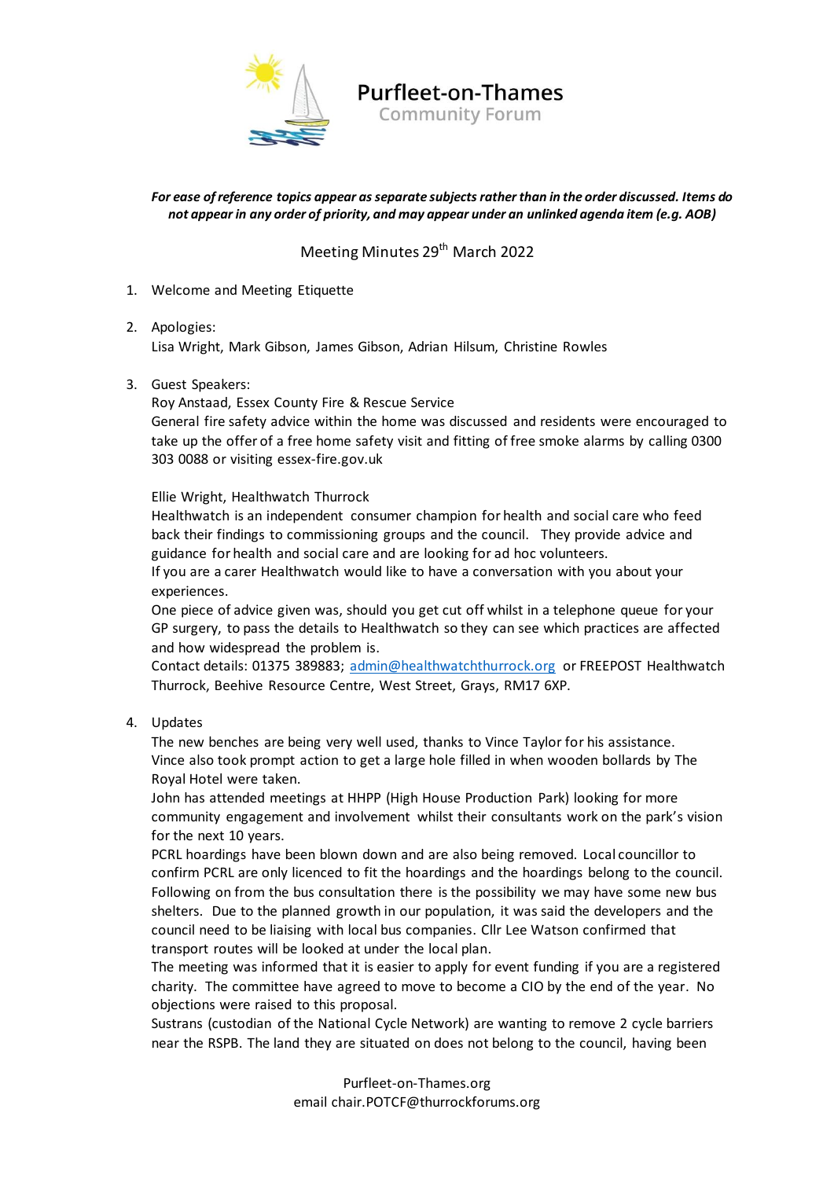# Purfleet-on-Thames
## Community Forum

***For ease of reference topics appear as separate subjects rather than in the order discussed. Items do not appear in any order of priority, and may appear under an unlinked agenda item (e.g. AOB)***

Meeting Minutes 29th March 2022

1. Welcome and Meeting Etiquette

2. Apologies:
   Lisa Wright, Mark Gibson, James Gibson, Adrian Hilsum, Christine Rowles

3. Guest Speakers:
   Roy Anstaad, Essex County Fire & Rescue Service
   General fire safety advice within the home was discussed and residents were encouraged to take up the offer of a free home safety visit and fitting of free smoke alarms by calling 0300 303 0088 or visiting essex-fire.gov.uk

   Ellie Wright, Healthwatch Thurrock
   Healthwatch is an independent consumer champion for health and social care who feed back their findings to commissioning groups and the council. They provide advice and guidance for health and social care and are looking for ad hoc volunteers.
   If you are a carer Healthwatch would like to have a conversation with you about your experiences.
   One piece of advice given was, should you get cut off whilst in a telephone queue for your GP surgery, to pass the details to Healthwatch so they can see which practices are affected and how widespread the problem is.
   Contact details: 01375 389883; admin@healthwatchthurrock.org or FREEPOST Healthwatch Thurrock, Beehive Resource Centre, West Street, Grays, RM17 6XP.

4. Updates
   The new benches are being very well used, thanks to Vince Taylor for his assistance.
   Vince also took prompt action to get a large hole filled in when wooden bollards by The Royal Hotel were taken.
   John has attended meetings at HHPP (High House Production Park) looking for more community engagement and involvement whilst their consultants work on the park's vision for the next 10 years.
   PCRL hoardings have been blown down and are also being removed. Local councillor to confirm PCRL are only licenced to fit the hoardings and the hoardings belong to the council.
   Following on from the bus consultation there is the possibility we may have some new bus shelters. Due to the planned growth in our population, it was said the developers and the council need to be liaising with local bus companies. Cllr Lee Watson confirmed that transport routes will be looked at under the local plan.
   The meeting was informed that it is easier to apply for event funding if you are a registered charity. The committee have agreed to move to become a CIO by the end of the year. No objections were raised to this proposal.
   Sustrans (custodian of the National Cycle Network) are wanting to remove 2 cycle barriers near the RSPB. The land they are situated on does not belong to the council, having been

Purfleet-on-Thames.org
email chair.POTCF@thurrockforums.org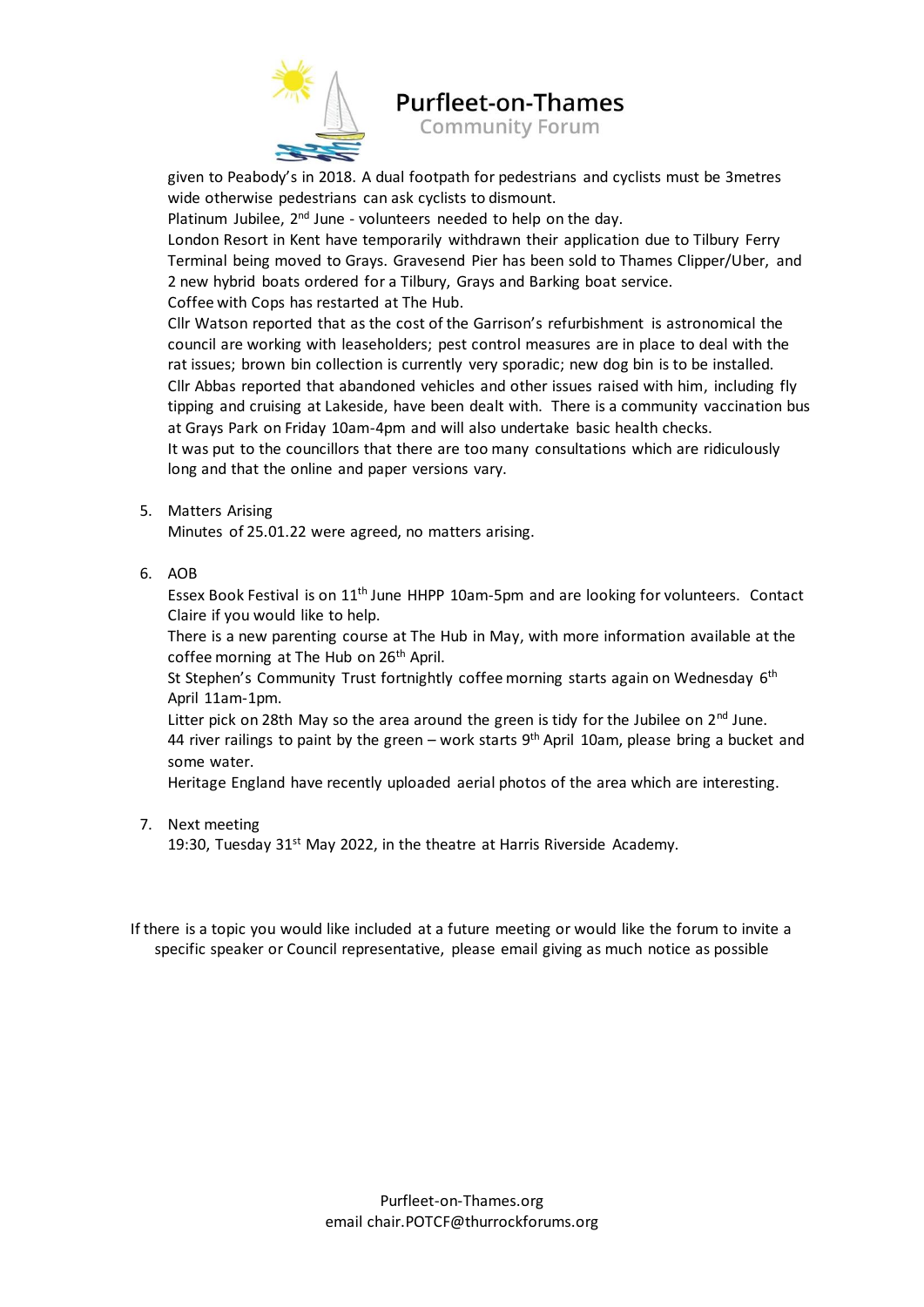given to Peabody's in 2018. A dual footpath for pedestrians and cyclists must be 3metres wide otherwise pedestrians can ask cyclists to dismount.
Platinum Jubilee, 2nd June - volunteers needed to help on the day.
London Resort in Kent have temporarily withdrawn their application due to Tilbury Ferry Terminal being moved to Grays. Gravesend Pier has been sold to Thames Clipper/Uber, and 2 new hybrid boats ordered for a Tilbury, Grays and Barking boat service.
Coffee with Cops has restarted at The Hub.
Cllr Watson reported that as the cost of the Garrison's refurbishment is astronomical the council are working with leaseholders; pest control measures are in place to deal with the rat issues; brown bin collection is currently very sporadic; new dog bin is to be installed.
Cllr Abbas reported that abandoned vehicles and other issues raised with him, including fly tipping and cruising at Lakeside, have been dealt with. There is a community vaccination bus at Grays Park on Friday 10am-4pm and will also undertake basic health checks.
It was put to the councillors that there are too many consultations which are ridiculously long and that the online and paper versions vary.

5. Matters Arising
   Minutes of 25.01.22 were agreed, no matters arising.

6. AOB
   Essex Book Festival is on 11th June HHPP 10am-5pm and are looking for volunteers. Contact Claire if you would like to help.
   There is a new parenting course at The Hub in May, with more information available at the coffee morning at The Hub on 26th April.
   St Stephen's Community Trust fortnightly coffee morning starts again on Wednesday 6th April 11am-1pm.
   Litter pick on 28th May so the area around the green is tidy for the Jubilee on 2nd June.
   44 river railings to paint by the green – work starts 9th April 10am, please bring a bucket and some water.
   Heritage England have recently uploaded aerial photos of the area which are interesting.

7. Next meeting
   19:30, Tuesday 31st May 2022, in the theatre at Harris Riverside Academy.

If there is a topic you would like included at a future meeting or would like the forum to invite a specific speaker or Council representative, please email giving as much notice as possible